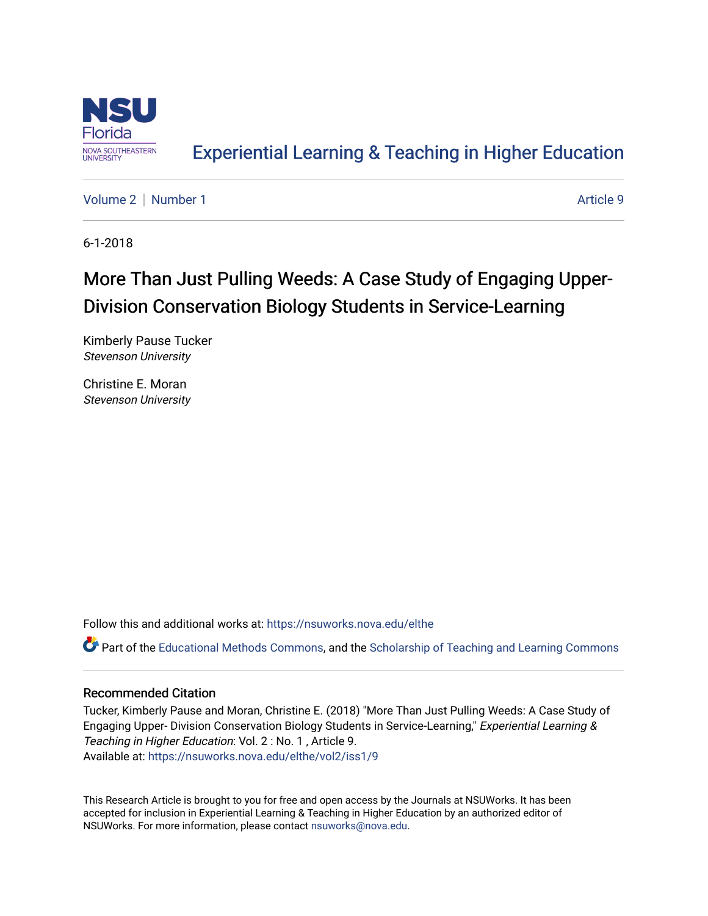NSU Florida
NOVA SOUTHEASTERN UNIVERSITY

Experiential Learning & Teaching in Higher Education

Volume 2 | Number 1 | Article 9

6-1-2018

# More Than Just Pulling Weeds: A Case Study of Engaging Upper-Division Conservation Biology Students in Service-Learning

Kimberly Pause Tucker
*Stevenson University*

Christine E. Moran
*Stevenson University*

Follow this and additional works at: https://nsuworks.nova.edu/elthe

Part of the Educational Methods Commons, and the Scholarship of Teaching and Learning Commons

## Recommended Citation

Tucker, Kimberly Pause and Moran, Christine E. (2018) "More Than Just Pulling Weeds: A Case Study of Engaging Upper- Division Conservation Biology Students in Service-Learning," *Experiential Learning & Teaching in Higher Education*: Vol. 2 : No. 1 , Article 9.
Available at: https://nsuworks.nova.edu/elthe/vol2/iss1/9

This Research Article is brought to you for free and open access by the Journals at NSUWorks. It has been accepted for inclusion in Experiential Learning & Teaching in Higher Education by an authorized editor of NSUWorks. For more information, please contact nsuworks@nova.edu.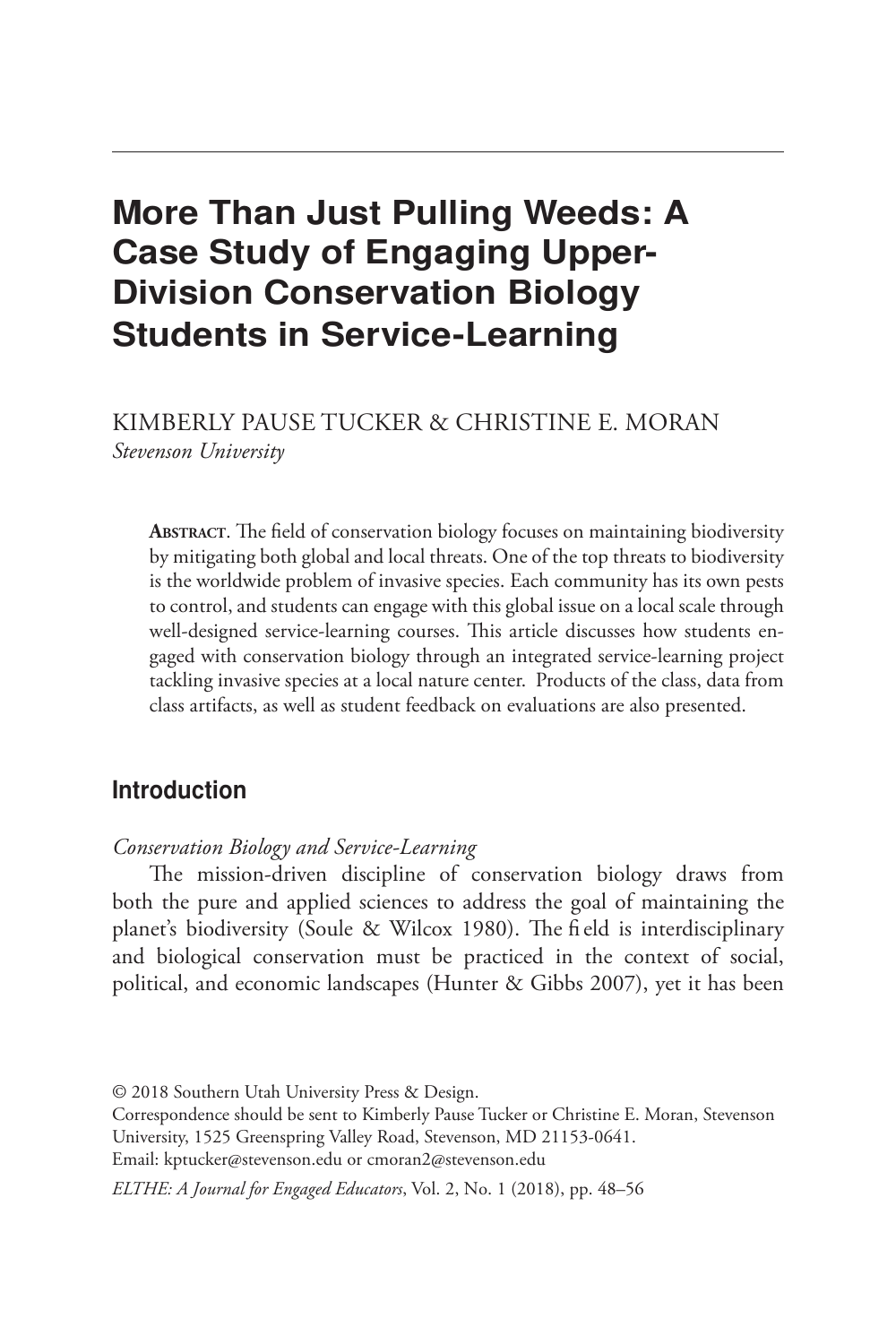# More Than Just Pulling Weeds: A Case Study of Engaging Upper-Division Conservation Biology Students in Service-Learning

KIMBERLY PAUSE TUCKER & CHRISTINE E. MORAN
*Stevenson University*

**Abstract**. The field of conservation biology focuses on maintaining biodiversity by mitigating both global and local threats. One of the top threats to biodiversity is the worldwide problem of invasive species. Each community has its own pests to control, and students can engage with this global issue on a local scale through well-designed service-learning courses. This article discusses how students engaged with conservation biology through an integrated service-learning project tackling invasive species at a local nature center. Products of the class, data from class artifacts, as well as student feedback on evaluations are also presented.

## Introduction

*Conservation Biology and Service-Learning*

The mission-driven discipline of conservation biology draws from both the pure and applied sciences to address the goal of maintaining the planet's biodiversity (Soule & Wilcox 1980). The field is interdisciplinary and biological conservation must be practiced in the context of social, political, and economic landscapes (Hunter & Gibbs 2007), yet it has been

© 2018 Southern Utah University Press & Design.
Correspondence should be sent to Kimberly Pause Tucker or Christine E. Moran, Stevenson University, 1525 Greenspring Valley Road, Stevenson, MD 21153-0641.
Email: kptucker@stevenson.edu or cmoran2@stevenson.edu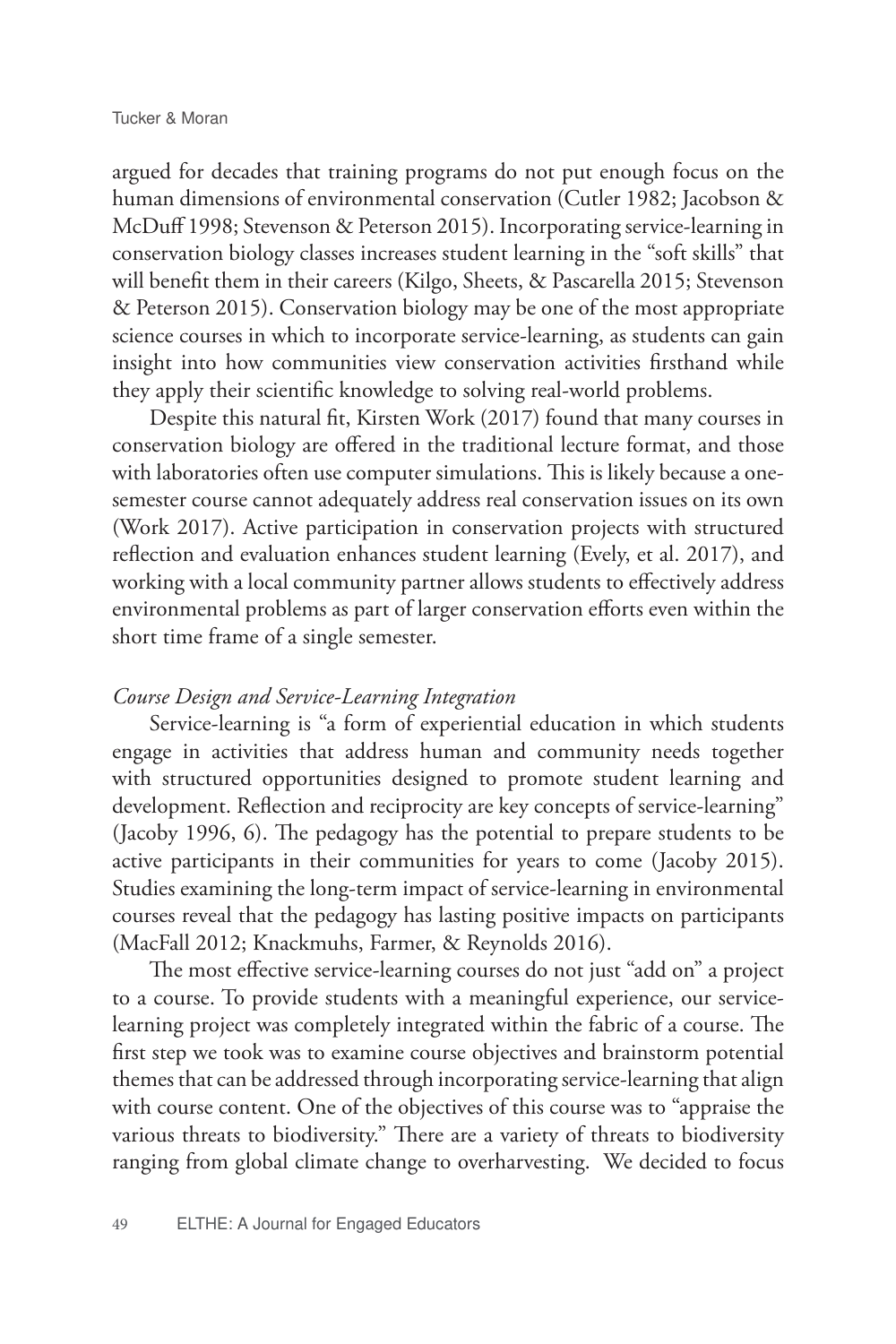argued for decades that training programs do not put enough focus on the human dimensions of environmental conservation (Cutler 1982; Jacobson & McDuff 1998; Stevenson & Peterson 2015). Incorporating service-learning in conservation biology classes increases student learning in the "soft skills" that will benefit them in their careers (Kilgo, Sheets, & Pascarella 2015; Stevenson & Peterson 2015). Conservation biology may be one of the most appropriate science courses in which to incorporate service-learning, as students can gain insight into how communities view conservation activities firsthand while they apply their scientific knowledge to solving real-world problems.

Despite this natural fit, Kirsten Work (2017) found that many courses in conservation biology are offered in the traditional lecture format, and those with laboratories often use computer simulations. This is likely because a one-semester course cannot adequately address real conservation issues on its own (Work 2017). Active participation in conservation projects with structured reflection and evaluation enhances student learning (Evely, et al. 2017), and working with a local community partner allows students to effectively address environmental problems as part of larger conservation efforts even within the short time frame of a single semester.

*Course Design and Service-Learning Integration*

Service-learning is "a form of experiential education in which students engage in activities that address human and community needs together with structured opportunities designed to promote student learning and development. Reflection and reciprocity are key concepts of service-learning" (Jacoby 1996, 6). The pedagogy has the potential to prepare students to be active participants in their communities for years to come (Jacoby 2015). Studies examining the long-term impact of service-learning in environmental courses reveal that the pedagogy has lasting positive impacts on participants (MacFall 2012; Knackmuhs, Farmer, & Reynolds 2016).

The most effective service-learning courses do not just "add on" a project to a course. To provide students with a meaningful experience, our service-learning project was completely integrated within the fabric of a course. The first step we took was to examine course objectives and brainstorm potential themes that can be addressed through incorporating service-learning that align with course content. One of the objectives of this course was to "appraise the various threats to biodiversity." There are a variety of threats to biodiversity ranging from global climate change to overharvesting. We decided to focus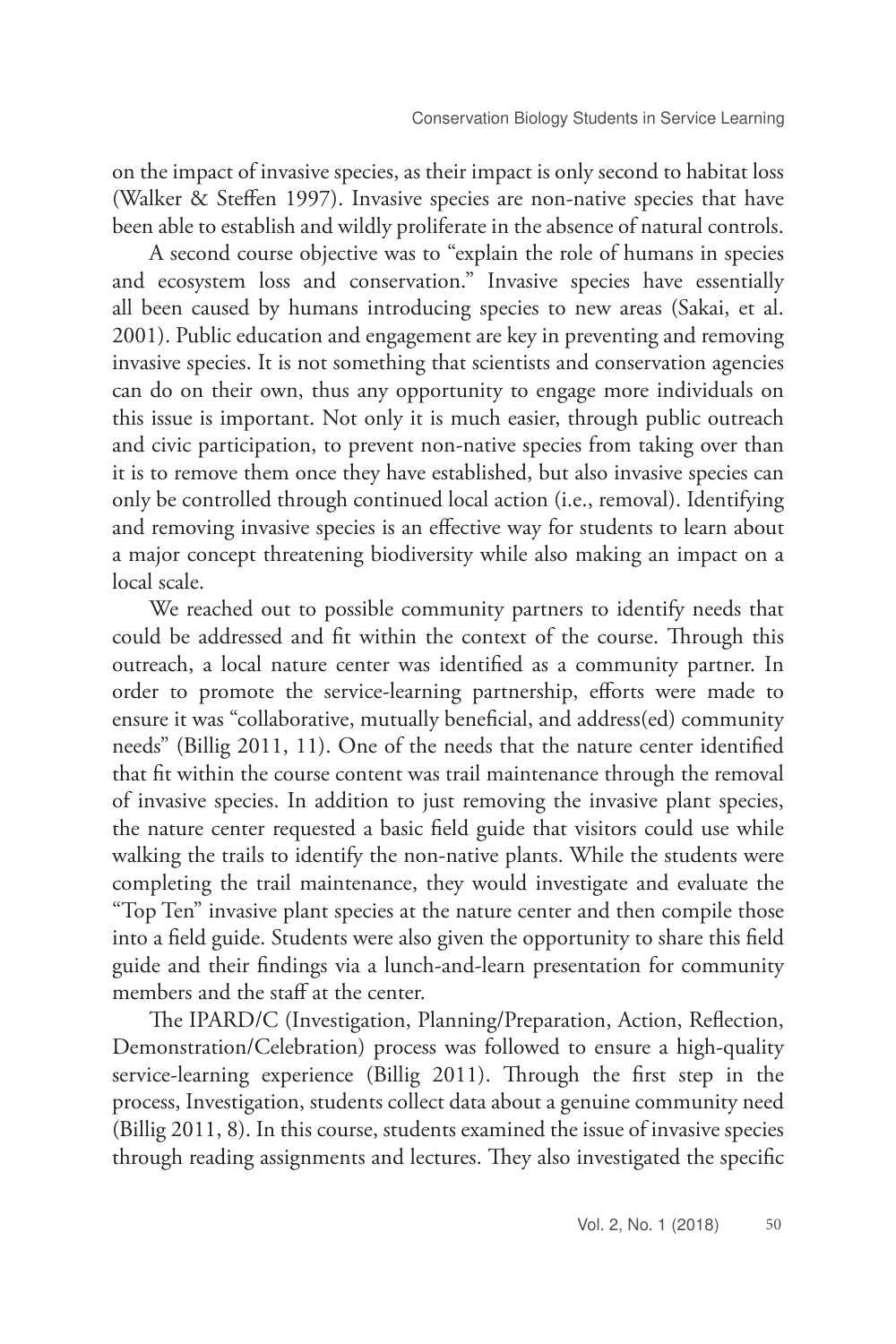on the impact of invasive species, as their impact is only second to habitat loss (Walker & Steffen 1997). Invasive species are non-native species that have been able to establish and wildly proliferate in the absence of natural controls.

A second course objective was to "explain the role of humans in species and ecosystem loss and conservation." Invasive species have essentially all been caused by humans introducing species to new areas (Sakai, et al. 2001). Public education and engagement are key in preventing and removing invasive species. It is not something that scientists and conservation agencies can do on their own, thus any opportunity to engage more individuals on this issue is important. Not only it is much easier, through public outreach and civic participation, to prevent non-native species from taking over than it is to remove them once they have established, but also invasive species can only be controlled through continued local action (i.e., removal). Identifying and removing invasive species is an effective way for students to learn about a major concept threatening biodiversity while also making an impact on a local scale.

We reached out to possible community partners to identify needs that could be addressed and fit within the context of the course. Through this outreach, a local nature center was identified as a community partner. In order to promote the service-learning partnership, efforts were made to ensure it was "collaborative, mutually beneficial, and address(ed) community needs" (Billig 2011, 11). One of the needs that the nature center identified that fit within the course content was trail maintenance through the removal of invasive species. In addition to just removing the invasive plant species, the nature center requested a basic field guide that visitors could use while walking the trails to identify the non-native plants. While the students were completing the trail maintenance, they would investigate and evaluate the "Top Ten" invasive plant species at the nature center and then compile those into a field guide. Students were also given the opportunity to share this field guide and their findings via a lunch-and-learn presentation for community members and the staff at the center.

The IPARD/C (Investigation, Planning/Preparation, Action, Reflection, Demonstration/Celebration) process was followed to ensure a high-quality service-learning experience (Billig 2011). Through the first step in the process, Investigation, students collect data about a genuine community need (Billig 2011, 8). In this course, students examined the issue of invasive species through reading assignments and lectures. They also investigated the specific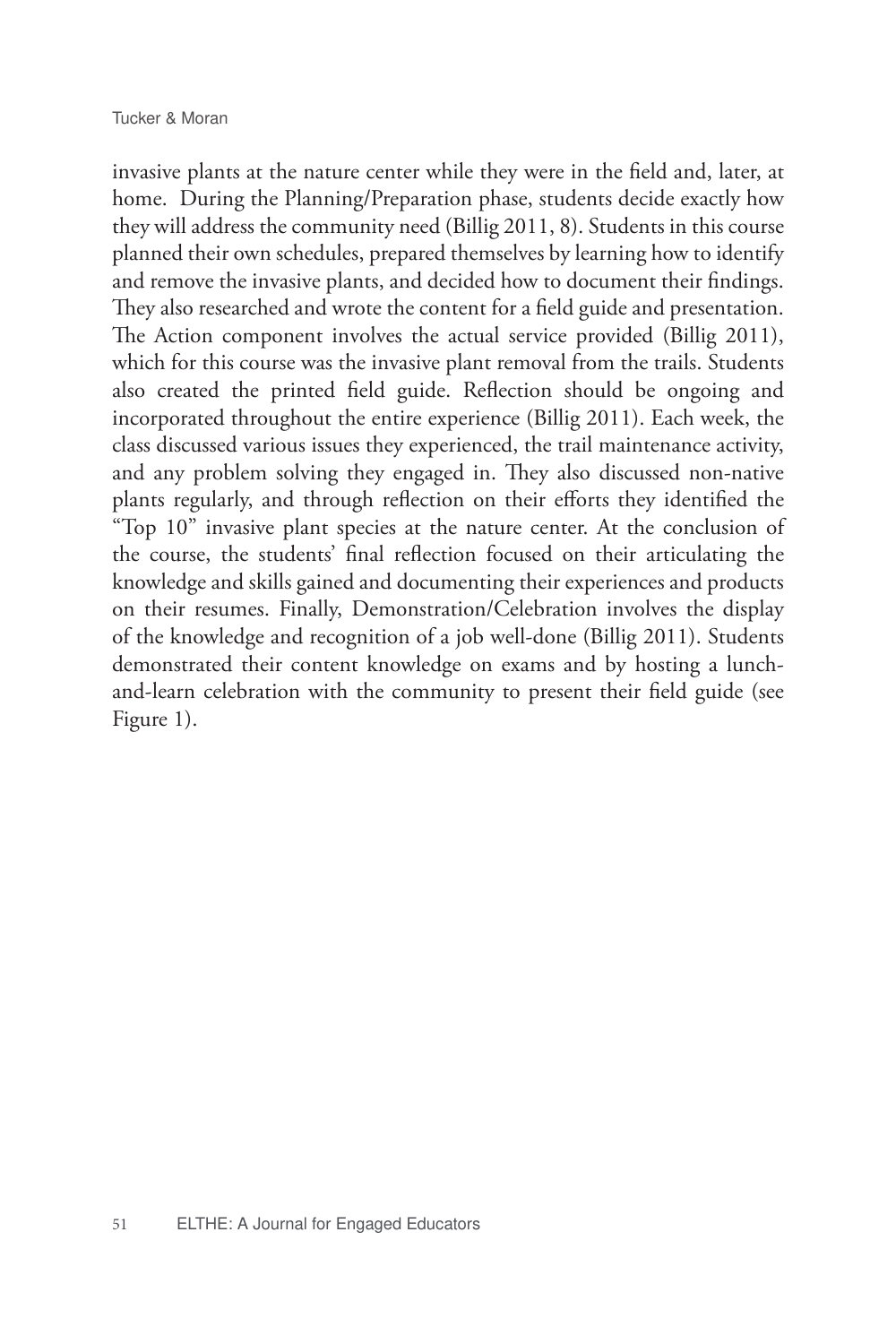invasive plants at the nature center while they were in the field and, later, at home. During the Planning/Preparation phase, students decide exactly how they will address the community need (Billig 2011, 8). Students in this course planned their own schedules, prepared themselves by learning how to identify and remove the invasive plants, and decided how to document their findings. They also researched and wrote the content for a field guide and presentation. The Action component involves the actual service provided (Billig 2011), which for this course was the invasive plant removal from the trails. Students also created the printed field guide. Reflection should be ongoing and incorporated throughout the entire experience (Billig 2011). Each week, the class discussed various issues they experienced, the trail maintenance activity, and any problem solving they engaged in. They also discussed non-native plants regularly, and through reflection on their efforts they identified the "Top 10" invasive plant species at the nature center. At the conclusion of the course, the students' final reflection focused on their articulating the knowledge and skills gained and documenting their experiences and products on their resumes. Finally, Demonstration/Celebration involves the display of the knowledge and recognition of a job well-done (Billig 2011). Students demonstrated their content knowledge on exams and by hosting a lunch-and-learn celebration with the community to present their field guide (see Figure 1).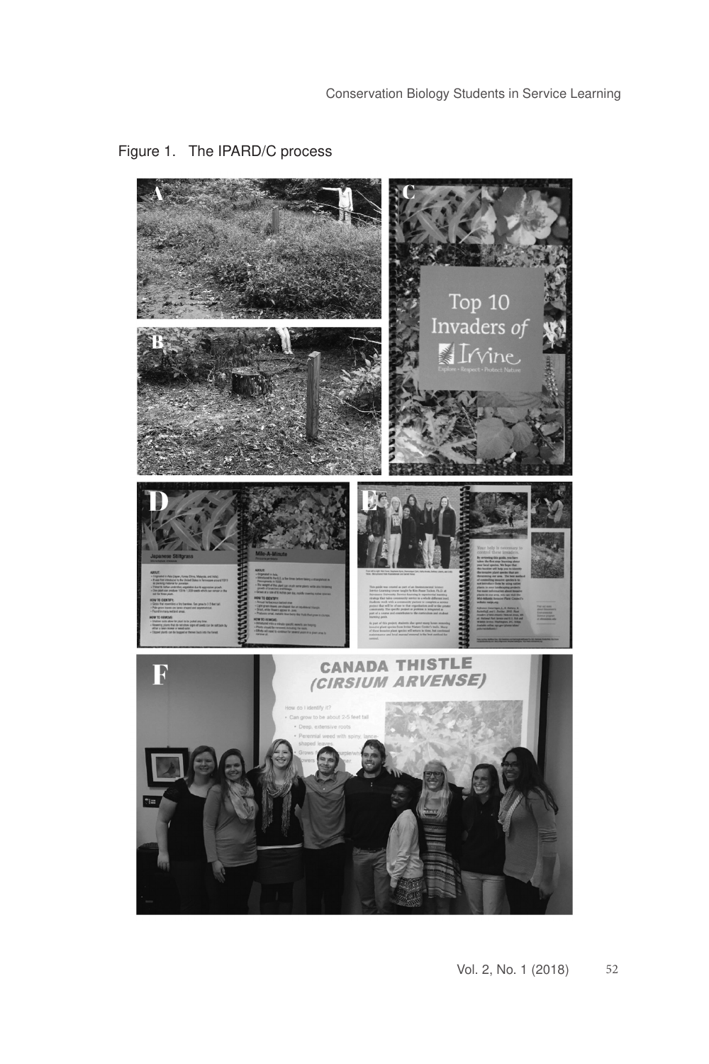Figure 1. The IPARD/C process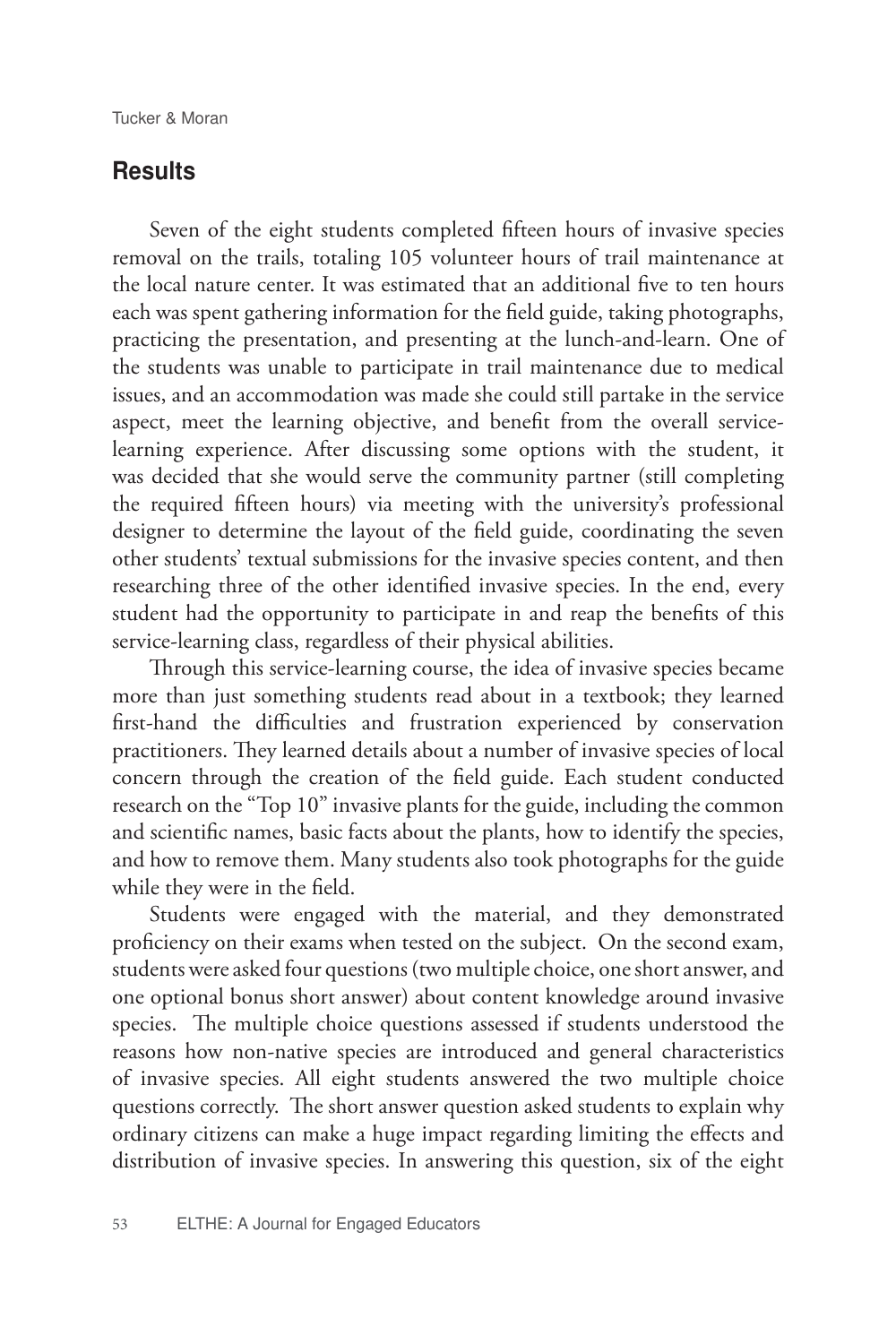## Results

Seven of the eight students completed fifteen hours of invasive species removal on the trails, totaling 105 volunteer hours of trail maintenance at the local nature center. It was estimated that an additional five to ten hours each was spent gathering information for the field guide, taking photographs, practicing the presentation, and presenting at the lunch-and-learn. One of the students was unable to participate in trail maintenance due to medical issues, and an accommodation was made she could still partake in the service aspect, meet the learning objective, and benefit from the overall service-learning experience. After discussing some options with the student, it was decided that she would serve the community partner (still completing the required fifteen hours) via meeting with the university's professional designer to determine the layout of the field guide, coordinating the seven other students' textual submissions for the invasive species content, and then researching three of the other identified invasive species. In the end, every student had the opportunity to participate in and reap the benefits of this service-learning class, regardless of their physical abilities.

Through this service-learning course, the idea of invasive species became more than just something students read about in a textbook; they learned first-hand the difficulties and frustration experienced by conservation practitioners. They learned details about a number of invasive species of local concern through the creation of the field guide. Each student conducted research on the "Top 10" invasive plants for the guide, including the common and scientific names, basic facts about the plants, how to identify the species, and how to remove them. Many students also took photographs for the guide while they were in the field.

Students were engaged with the material, and they demonstrated proficiency on their exams when tested on the subject. On the second exam, students were asked four questions (two multiple choice, one short answer, and one optional bonus short answer) about content knowledge around invasive species. The multiple choice questions assessed if students understood the reasons how non-native species are introduced and general characteristics of invasive species. All eight students answered the two multiple choice questions correctly. The short answer question asked students to explain why ordinary citizens can make a huge impact regarding limiting the effects and distribution of invasive species. In answering this question, six of the eight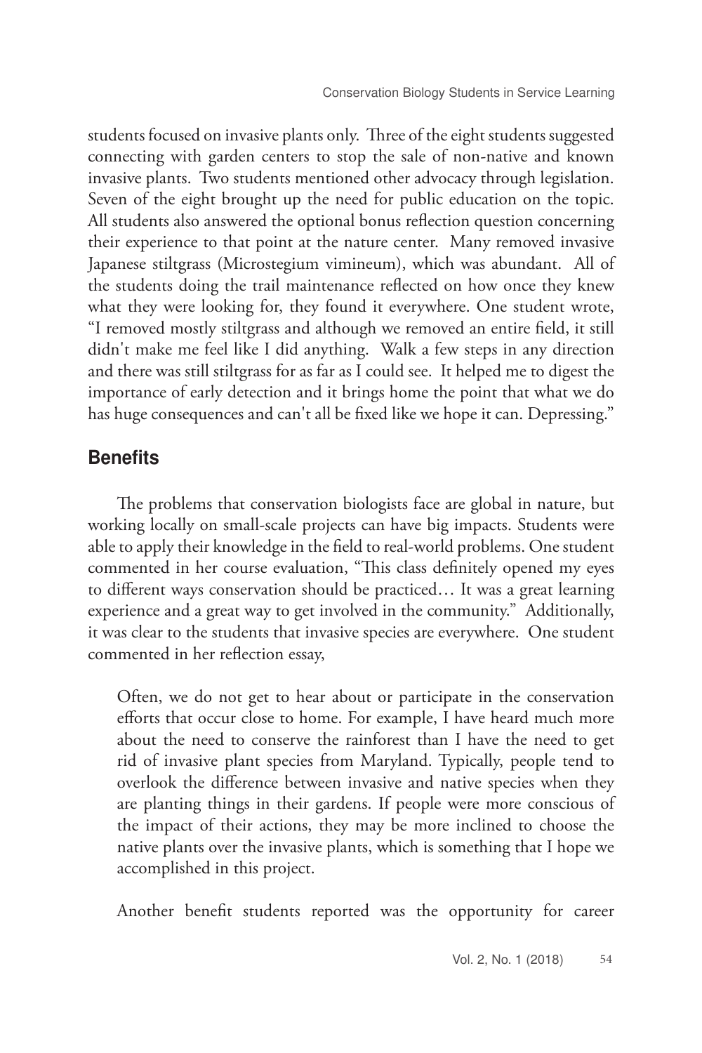students focused on invasive plants only. Three of the eight students suggested connecting with garden centers to stop the sale of non-native and known invasive plants. Two students mentioned other advocacy through legislation. Seven of the eight brought up the need for public education on the topic. All students also answered the optional bonus reflection question concerning their experience to that point at the nature center. Many removed invasive Japanese stiltgrass (Microstegium vimineum), which was abundant. All of the students doing the trail maintenance reflected on how once they knew what they were looking for, they found it everywhere. One student wrote, "I removed mostly stiltgrass and although we removed an entire field, it still didn't make me feel like I did anything. Walk a few steps in any direction and there was still stiltgrass for as far as I could see. It helped me to digest the importance of early detection and it brings home the point that what we do has huge consequences and can't all be fixed like we hope it can. Depressing."

## Benefits

The problems that conservation biologists face are global in nature, but working locally on small-scale projects can have big impacts. Students were able to apply their knowledge in the field to real-world problems. One student commented in her course evaluation, "This class definitely opened my eyes to different ways conservation should be practiced… It was a great learning experience and a great way to get involved in the community." Additionally, it was clear to the students that invasive species are everywhere. One student commented in her reflection essay,

> Often, we do not get to hear about or participate in the conservation efforts that occur close to home. For example, I have heard much more about the need to conserve the rainforest than I have the need to get rid of invasive plant species from Maryland. Typically, people tend to overlook the difference between invasive and native species when they are planting things in their gardens. If people were more conscious of the impact of their actions, they may be more inclined to choose the native plants over the invasive plants, which is something that I hope we accomplished in this project.

Another benefit students reported was the opportunity for career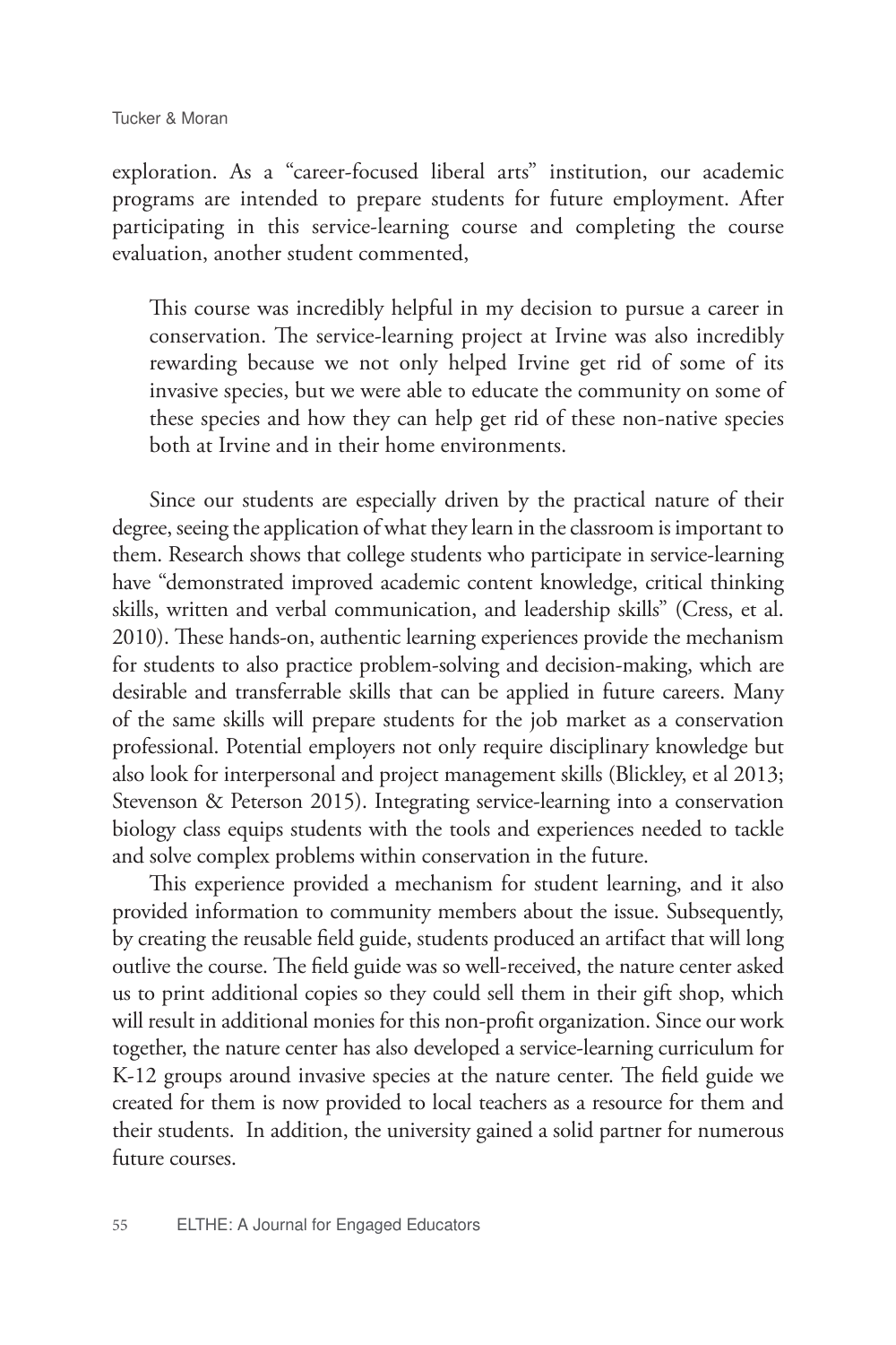exploration. As a "career-focused liberal arts" institution, our academic programs are intended to prepare students for future employment. After participating in this service-learning course and completing the course evaluation, another student commented,

> This course was incredibly helpful in my decision to pursue a career in conservation. The service-learning project at Irvine was also incredibly rewarding because we not only helped Irvine get rid of some of its invasive species, but we were able to educate the community on some of these species and how they can help get rid of these non-native species both at Irvine and in their home environments.

Since our students are especially driven by the practical nature of their degree, seeing the application of what they learn in the classroom is important to them. Research shows that college students who participate in service-learning have "demonstrated improved academic content knowledge, critical thinking skills, written and verbal communication, and leadership skills" (Cress, et al. 2010). These hands-on, authentic learning experiences provide the mechanism for students to also practice problem-solving and decision-making, which are desirable and transferrable skills that can be applied in future careers. Many of the same skills will prepare students for the job market as a conservation professional. Potential employers not only require disciplinary knowledge but also look for interpersonal and project management skills (Blickley, et al 2013; Stevenson & Peterson 2015). Integrating service-learning into a conservation biology class equips students with the tools and experiences needed to tackle and solve complex problems within conservation in the future.

This experience provided a mechanism for student learning, and it also provided information to community members about the issue. Subsequently, by creating the reusable field guide, students produced an artifact that will long outlive the course. The field guide was so well-received, the nature center asked us to print additional copies so they could sell them in their gift shop, which will result in additional monies for this non-profit organization. Since our work together, the nature center has also developed a service-learning curriculum for K-12 groups around invasive species at the nature center. The field guide we created for them is now provided to local teachers as a resource for them and their students. In addition, the university gained a solid partner for numerous future courses.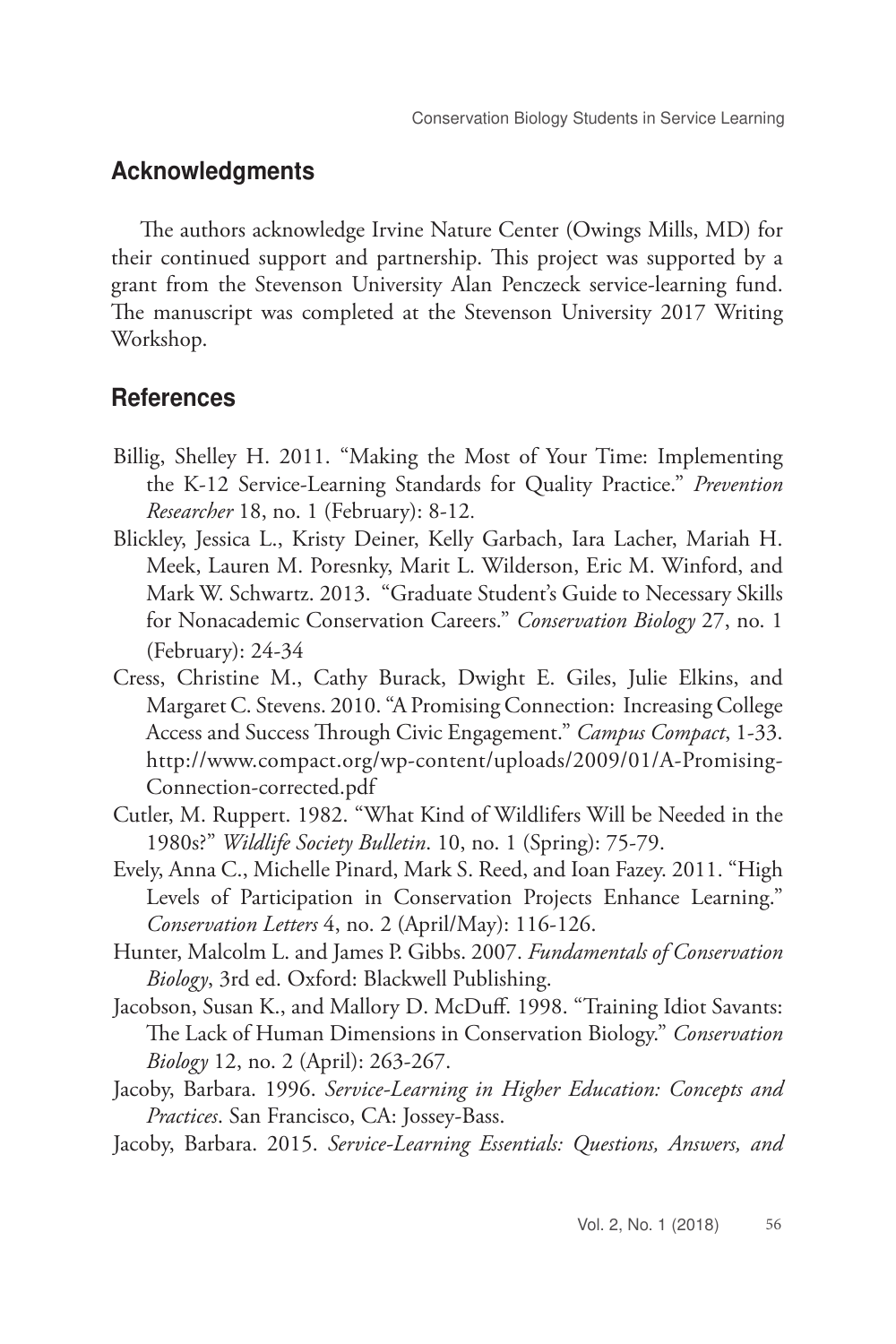## Acknowledgments

The authors acknowledge Irvine Nature Center (Owings Mills, MD) for their continued support and partnership. This project was supported by a grant from the Stevenson University Alan Penczeck service-learning fund. The manuscript was completed at the Stevenson University 2017 Writing Workshop.

## References

Billig, Shelley H. 2011. "Making the Most of Your Time: Implementing the K-12 Service-Learning Standards for Quality Practice." *Prevention Researcher* 18, no. 1 (February): 8-12.

Blickley, Jessica L., Kristy Deiner, Kelly Garbach, Iara Lacher, Mariah H. Meek, Lauren M. Poresnky, Marit L. Wilderson, Eric M. Winford, and Mark W. Schwartz. 2013. "Graduate Student's Guide to Necessary Skills for Nonacademic Conservation Careers." *Conservation Biology* 27, no. 1 (February): 24-34

Cress, Christine M., Cathy Burack, Dwight E. Giles, Julie Elkins, and Margaret C. Stevens. 2010. "A Promising Connection: Increasing College Access and Success Through Civic Engagement." *Campus Compact*, 1-33. http://www.compact.org/wp-content/uploads/2009/01/A-Promising-Connection-corrected.pdf

Cutler, M. Ruppert. 1982. "What Kind of Wildlifers Will be Needed in the 1980s?" *Wildlife Society Bulletin*. 10, no. 1 (Spring): 75-79.

Evely, Anna C., Michelle Pinard, Mark S. Reed, and Ioan Fazey. 2011. "High Levels of Participation in Conservation Projects Enhance Learning." *Conservation Letters* 4, no. 2 (April/May): 116-126.

Hunter, Malcolm L. and James P. Gibbs. 2007. *Fundamentals of Conservation Biology*, 3rd ed. Oxford: Blackwell Publishing.

Jacobson, Susan K., and Mallory D. McDuff. 1998. "Training Idiot Savants: The Lack of Human Dimensions in Conservation Biology." *Conservation Biology* 12, no. 2 (April): 263-267.

Jacoby, Barbara. 1996. *Service-Learning in Higher Education: Concepts and Practices*. San Francisco, CA: Jossey-Bass.

Jacoby, Barbara. 2015. *Service-Learning Essentials: Questions, Answers, and*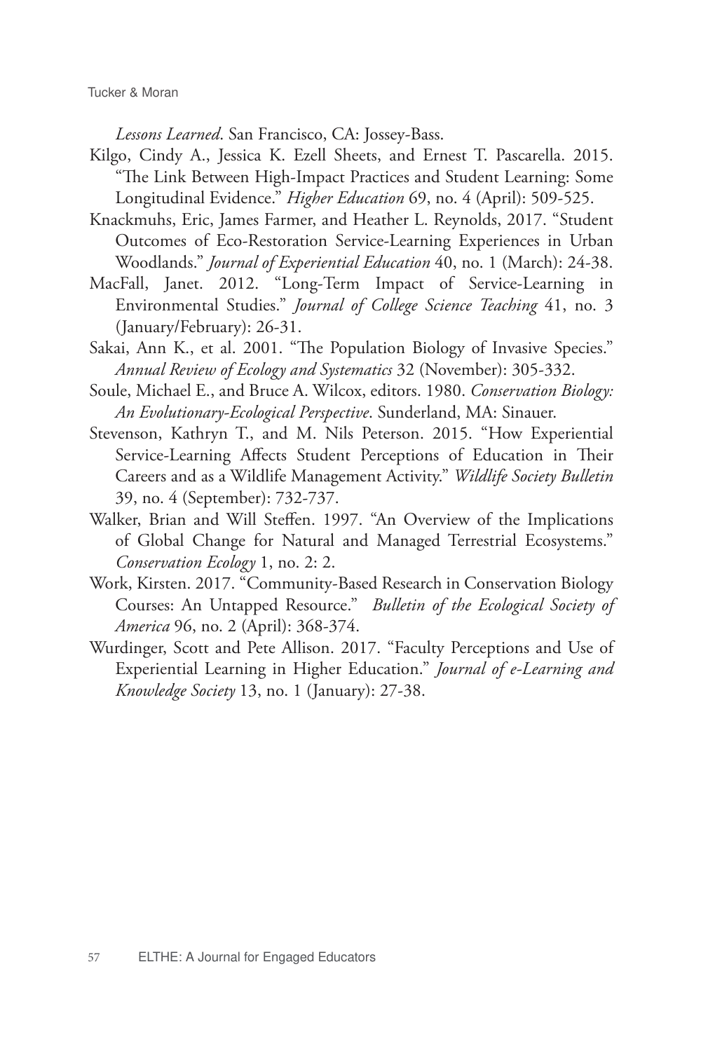*Lessons Learned*. San Francisco, CA: Jossey-Bass.

Kilgo, Cindy A., Jessica K. Ezell Sheets, and Ernest T. Pascarella. 2015. "The Link Between High-Impact Practices and Student Learning: Some Longitudinal Evidence." *Higher Education* 69, no. 4 (April): 509-525.

Knackmuhs, Eric, James Farmer, and Heather L. Reynolds, 2017. "Student Outcomes of Eco-Restoration Service-Learning Experiences in Urban Woodlands." *Journal of Experiential Education* 40, no. 1 (March): 24-38.

MacFall, Janet. 2012. "Long-Term Impact of Service-Learning in Environmental Studies." *Journal of College Science Teaching* 41, no. 3 (January/February): 26-31.

Sakai, Ann K., et al. 2001. "The Population Biology of Invasive Species." *Annual Review of Ecology and Systematics* 32 (November): 305-332.

Soule, Michael E., and Bruce A. Wilcox, editors. 1980. *Conservation Biology: An Evolutionary-Ecological Perspective*. Sunderland, MA: Sinauer.

Stevenson, Kathryn T., and M. Nils Peterson. 2015. "How Experiential Service-Learning Affects Student Perceptions of Education in Their Careers and as a Wildlife Management Activity." *Wildlife Society Bulletin* 39, no. 4 (September): 732-737.

Walker, Brian and Will Steffen. 1997. "An Overview of the Implications of Global Change for Natural and Managed Terrestrial Ecosystems." *Conservation Ecology* 1, no. 2: 2.

Work, Kirsten. 2017. "Community-Based Research in Conservation Biology Courses: An Untapped Resource." *Bulletin of the Ecological Society of America* 96, no. 2 (April): 368-374.

Wurdinger, Scott and Pete Allison. 2017. "Faculty Perceptions and Use of Experiential Learning in Higher Education." *Journal of e-Learning and Knowledge Society* 13, no. 1 (January): 27-38.